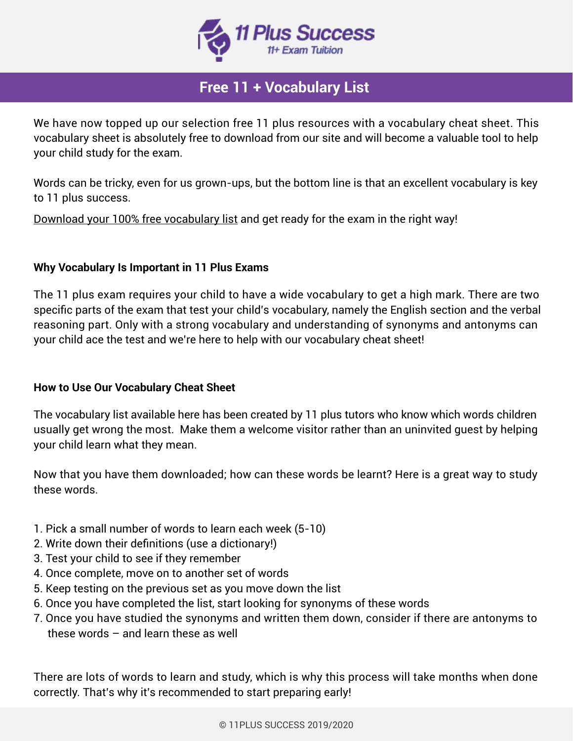11 Plus Success

11+ Exam Tuition

# Free 11 + Vocabulary List

We have now topped up our selection free 11 plus resources with a vocabulary cheat sheet. This vocabulary sheet is absolutely free to download from our site and will become a valuable tool to help your child study for the exam.

Words can be tricky, even for us grown-ups, but the bottom line is that an excellent vocabulary is key to 11 plus success.

Download your 100% free vocabulary list and get ready for the exam in the right way!

**Why Vocabulary Is Important in 11 Plus Exams**

The 11 plus exam requires your child to have a wide vocabulary to get a high mark. There are two specific parts of the exam that test your child's vocabulary, namely the English section and the verbal reasoning part. Only with a strong vocabulary and understanding of synonyms and antonyms can your child ace the test and we're here to help with our vocabulary cheat sheet!

**How to Use Our Vocabulary Cheat Sheet**

The vocabulary list available here has been created by 11 plus tutors who know which words children usually get wrong the most. Make them a welcome visitor rather than an uninvited guest by helping your child learn what they mean.

Now that you have them downloaded; how can these words be learnt? Here is a great way to study these words.

1. Pick a small number of words to learn each week (5-10)
2. Write down their definitions (use a dictionary!)
3. Test your child to see if they remember
4. Once complete, move on to another set of words
5. Keep testing on the previous set as you move down the list
6. Once you have completed the list, start looking for synonyms of these words
7. Once you have studied the synonyms and written them down, consider if there are antonyms to these words – and learn these as well

There are lots of words to learn and study, which is why this process will take months when done correctly. That's why it's recommended to start preparing early!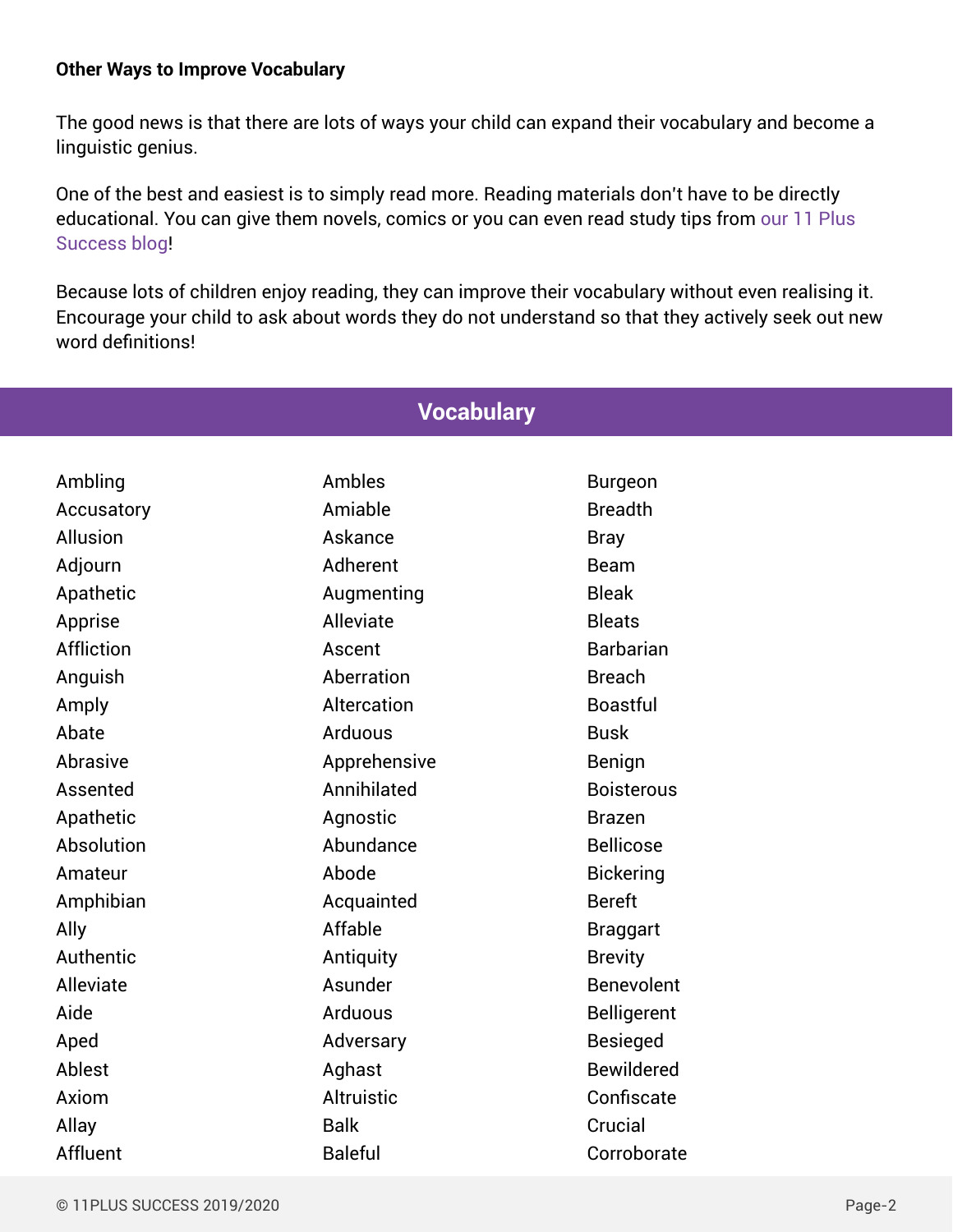**Other Ways to Improve Vocabulary**

The good news is that there are lots of ways your child can expand their vocabulary and become a linguistic genius.

One of the best and easiest is to simply read more. Reading materials don't have to be directly educational. You can give them novels, comics or you can even read study tips from our 11 Plus Success blog!

Because lots of children enjoy reading, they can improve their vocabulary without even realising it. Encourage your child to ask about words they do not understand so that they actively seek out new word definitions!

## Vocabulary

Ambling
Accusatory
Allusion
Adjourn
Apathetic
Apprise
Affliction
Anguish
Amply
Abate
Abrasive
Assented
Apathetic
Absolution
Amateur
Amphibian
Ally
Authentic
Alleviate
Aide
Aped
Ablest
Axiom
Allay
Affluent

Ambles
Amiable
Askance
Adherent
Augmenting
Alleviate
Ascent
Aberration
Altercation
Arduous
Apprehensive
Annihilated
Agnostic
Abundance
Abode
Acquainted
Affable
Antiquity
Asunder
Arduous
Adversary
Aghast
Altruistic
Balk
Baleful

Burgeon
Breadth
Bray
Beam
Bleak
Bleats
Barbarian
Breach
Boastful
Busk
Benign
Boisterous
Brazen
Bellicose
Bickering
Bereft
Braggart
Brevity
Benevolent
Belligerent
Besieged
Bewildered
Confiscate
Crucial
Corroborate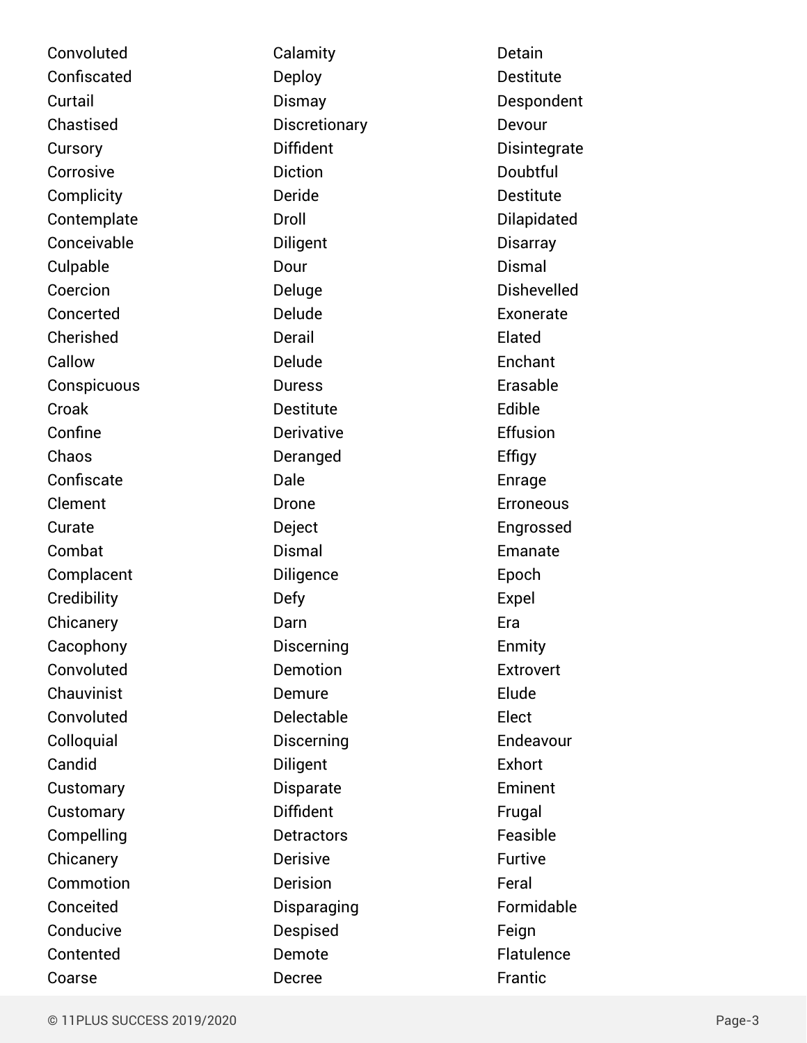Convoluted
Confiscated
Curtail
Chastised
Cursory
Corrosive
Complicity
Contemplate
Conceivable
Culpable
Coercion
Concerted
Cherished
Callow
Conspicuous
Croak
Confine
Chaos
Confiscate
Clement
Curate
Combat
Complacent
Credibility
Chicanery
Cacophony
Convoluted
Chauvinist
Convoluted
Colloquial
Candid
Customary
Customary
Compelling
Chicanery
Commotion
Conceited
Conducive
Contented
Coarse

Calamity
Deploy
Dismay
Discretionary
Diffident
Diction
Deride
Droll
Diligent
Dour
Deluge
Delude
Derail
Delude
Duress
Destitute
Derivative
Deranged
Dale
Drone
Deject
Dismal
Diligence
Defy
Darn
Discerning
Demotion
Demure
Delectable
Discerning
Diligent
Disparate
Diffident
Detractors
Derisive
Derision
Disparaging
Despised
Demote
Decree

Detain
Destitute
Despondent
Devour
Disintegrate
Doubtful
Destitute
Dilapidated
Disarray
Dismal
Dishevelled
Exonerate
Elated
Enchant
Erasable
Edible
Effusion
Effigy
Enrage
Erroneous
Engrossed
Emanate
Epoch
Expel
Era
Enmity
Extrovert
Elude
Elect
Endeavour
Exhort
Eminent
Frugal
Feasible
Furtive
Feral
Formidable
Feign
Flatulence
Frantic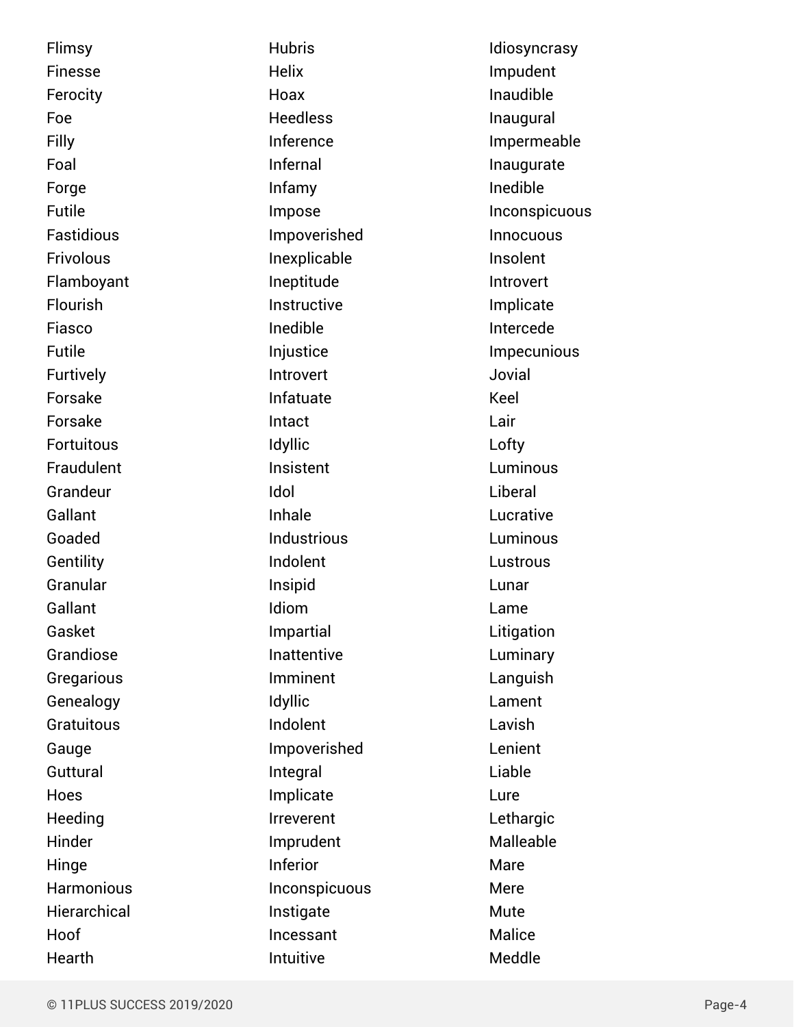Flimsy
Finesse
Ferocity
Foe
Filly
Foal
Forge
Futile
Fastidious
Frivolous
Flamboyant
Flourish
Fiasco
Futile
Furtively
Forsake
Forsake
Fortuitous
Fraudulent
Grandeur
Gallant
Goaded
Gentility
Granular
Gallant
Gasket
Grandiose
Gregarious
Genealogy
Gratuitous
Gauge
Guttural
Hoes
Heeding
Hinder
Hinge
Harmonious
Hierarchical
Hoof
Hearth
Hubris
Helix
Hoax
Heedless
Inference
Infernal
Infamy
Impose
Impoverished
Inexplicable
Ineptitude
Instructive
Inedible
Injustice
Introvert
Infatuate
Intact
Idyllic
Insistent
Idol
Inhale
Industrious
Indolent
Insipid
Idiom
Impartial
Inattentive
Imminent
Idyllic
Indolent
Impoverished
Integral
Implicate
Irreverent
Imprudent
Inferior
Inconspicuous
Instigate
Incessant
Intuitive
Idiosyncrasy
Impudent
Inaudible
Inaugural
Impermeable
Inaugurate
Inedible
Inconspicuous
Innocuous
Insolent
Introvert
Implicate
Intercede
Impecunious
Jovial
Keel
Lair
Lofty
Luminous
Liberal
Lucrative
Luminous
Lustrous
Lunar
Lame
Litigation
Luminary
Languish
Lament
Lavish
Lenient
Liable
Lure
Lethargic
Malleable
Mare
Mere
Mute
Malice
Meddle

© 11PLUS SUCCESS 2019/2020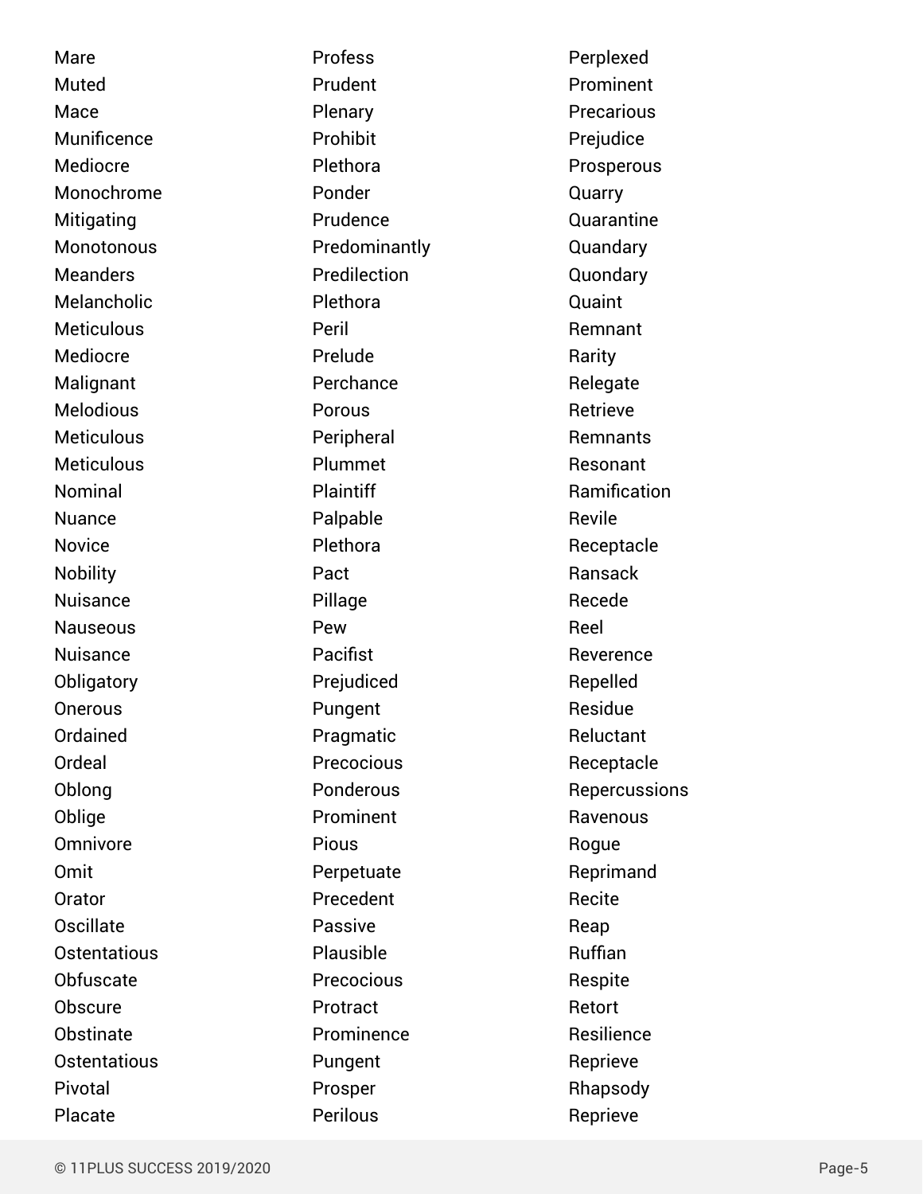Mare
Muted
Mace
Munificence
Mediocre
Monochrome
Mitigating
Monotonous
Meanders
Melancholic
Meticulous
Mediocre
Malignant
Melodious
Meticulous
Meticulous
Nominal
Nuance
Novice
Nobility
Nuisance
Nauseous
Nuisance
Obligatory
Onerous
Ordained
Ordeal
Oblong
Oblige
Omnivore
Omit
Orator
Oscillate
Ostentatious
Obfuscate
Obscure
Obstinate
Ostentatious
Pivotal
Placate
Profess
Prudent
Plenary
Prohibit
Plethora
Ponder
Prudence
Predominantly
Predilection
Plethora
Peril
Prelude
Perchance
Porous
Peripheral
Plummet
Plaintiff
Palpable
Plethora
Pact
Pillage
Pew
Pacifist
Prejudiced
Pungent
Pragmatic
Precocious
Ponderous
Prominent
Pious
Perpetuate
Precedent
Passive
Plausible
Precocious
Protract
Prominence
Pungent
Prosper
Perilous
Perplexed
Prominent
Precarious
Prejudice
Prosperous
Quarry
Quarantine
Quandary
Quondary
Quaint
Remnant
Rarity
Relegate
Retrieve
Remnants
Resonant
Ramification
Revile
Receptacle
Ransack
Recede
Reel
Reverence
Repelled
Residue
Reluctant
Receptacle
Repercussions
Ravenous
Rogue
Reprimand
Recite
Reap
Ruffian
Respite
Retort
Resilience
Reprieve
Rhapsody
Reprieve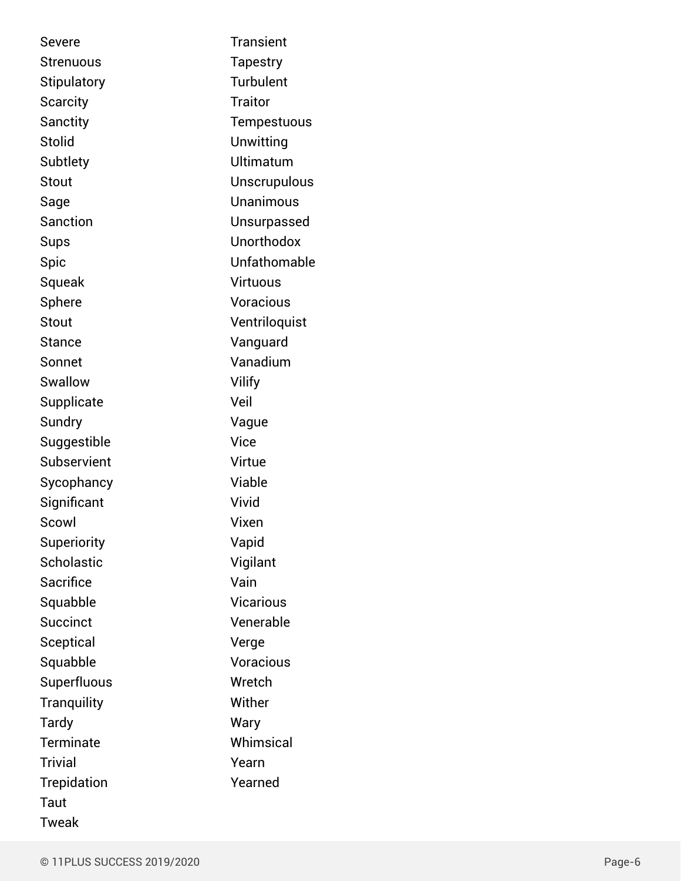Severe
Strenuous
Stipulatory
Scarcity
Sanctity
Stolid
Subtlety
Stout
Sage
Sanction
Sups
Spic
Squeak
Sphere
Stout
Stance
Sonnet
Swallow
Supplicate
Sundry
Suggestible
Subservient
Sycophancy
Significant
Scowl
Superiority
Scholastic
Sacrifice
Squabble
Succinct
Sceptical
Squabble
Superfluous
Tranquility
Tardy
Terminate
Trivial
Trepidation
Taut
Tweak
Transient
Tapestry
Turbulent
Traitor
Tempestuous
Unwitting
Ultimatum
Unscrupulous
Unanimous
Unsurpassed
Unorthodox
Unfathomable
Virtuous
Voracious
Ventriloquist
Vanguard
Vanadium
Vilify
Veil
Vague
Vice
Virtue
Viable
Vivid
Vixen
Vapid
Vigilant
Vain
Vicarious
Venerable
Verge
Voracious
Wretch
Wither
Wary
Whimsical
Yearn
Yearned